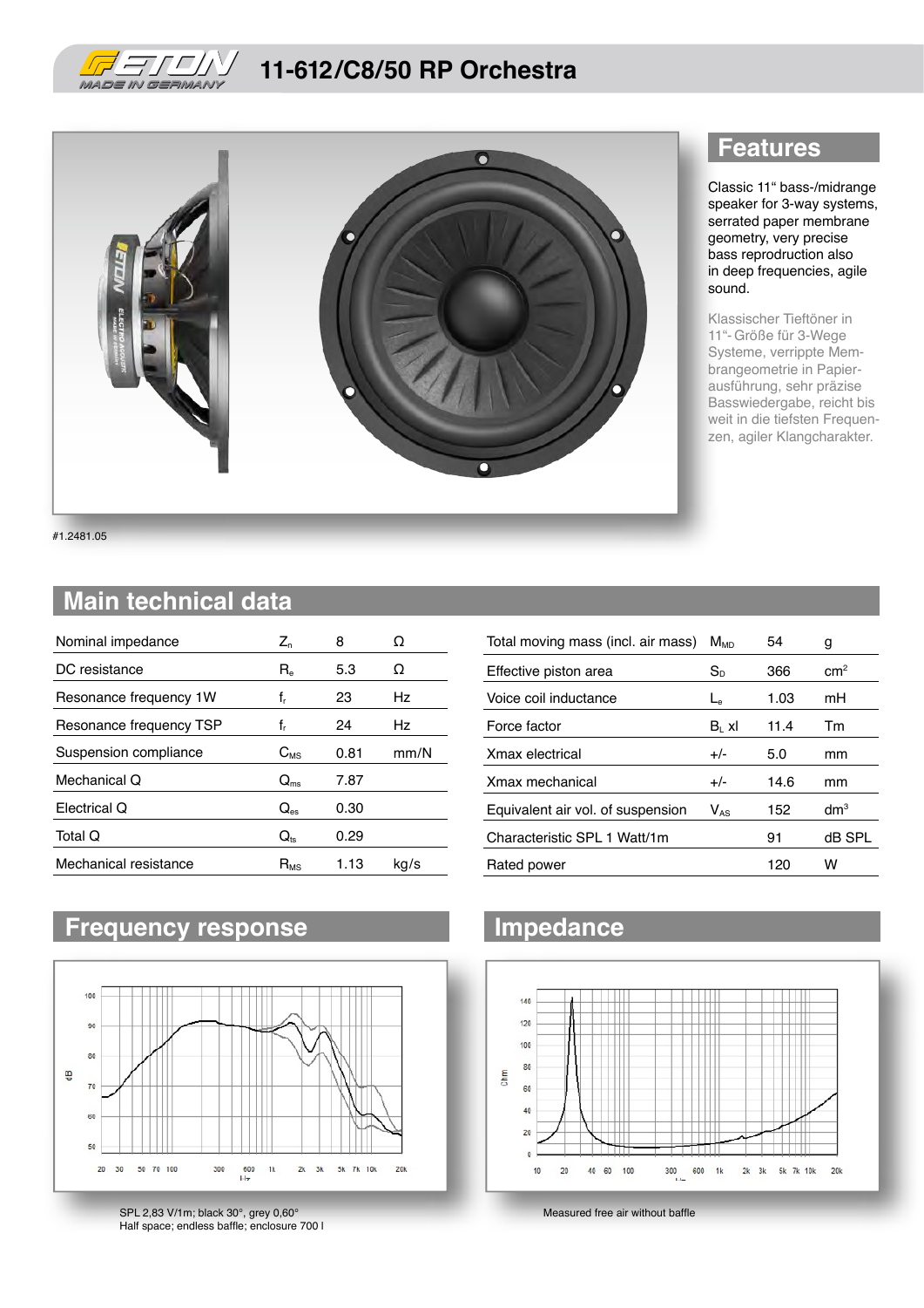# 11-612/C8/50 RP Orchestra

## Features

Classic 11" bass-/midrange speaker for 3-way systems, serrated paper membrane geometry, very precise bass reproduction also in deep frequencies, agile sound.

Klassischer Tieftöner in 11"-Größe für 3-Wege Systeme, verrippte Membrangeometrie in Papierausführung, sehr präzise Basswiedergabe, reicht bis weit in die tiefsten Frequenzen, agiler Klangcharakter.

#1.2481.05

## Main technical data

| | | | |
|---|---|---|---|
| Nominal impedance | $Z_n$ | 8 | Ω |
| DC resistance | $R_e$ | 5.3 | Ω |
| Resonance frequency 1W | $f_r$ | 23 | Hz |
| Resonance frequency TSP | $f_r$ | 24 | Hz |
| Suspension compliance | $C_{MS}$ | 0.81 | mm/N |
| Mechanical Q | $Q_{ms}$ | 7.87 | |
| Electrical Q | $Q_{es}$ | 0.30 | |
| Total Q | $Q_{ts}$ | 0.29 | |
| Mechanical resistance | $R_{MS}$ | 1.13 | kg/s |

| | | | |
|---|---|---|---|
| Total moving mass (incl. air mass) | $M_{MD}$ | 54 | g |
| Effective piston area | $S_D$ | 366 | $cm^2$ |
| Voice coil inductance | $L_e$ | 1.03 | mH |
| Force factor | $B_L$ xl | 11.4 | Tm |
| Xmax electrical | +/- | 5.0 | mm |
| Xmax mechanical | +/- | 14.6 | mm |
| Equivalent air vol. of suspension | $V_{AS}$ | 152 | $dm^3$ |
| Characteristic SPL 1 Watt/1m | | 91 | dB SPL |
| Rated power | | 120 | W |

## Frequency response

SPL 2,83 V/1m; black 30°, grey 0,60°
Half space; endless baffle; enclosure 700 l

## Impedance

Measured free air without baffle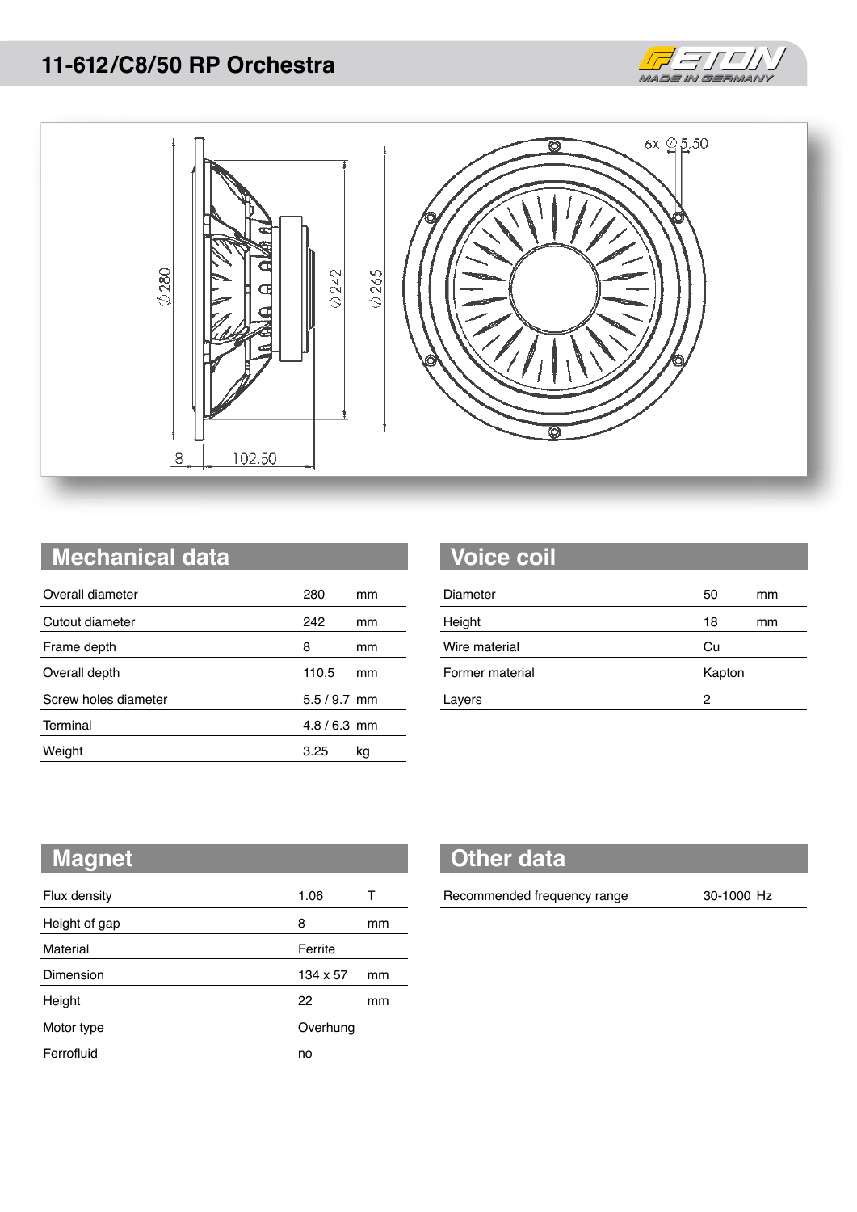# 11-612/C8/50 RP Orchestra

ETON MADE IN GERMANY

6x ⌀ 5,50

⌀ 280

⌀ 242

⌀ 265

8

102,50

## Mechanical data

| | | |
|---|---|---|
| Overall diameter | 280 | mm |
| Cutout diameter | 242 | mm |
| Frame depth | 8 | mm |
| Overall depth | 110.5 | mm |
| Screw holes diameter | 5.5 / 9.7 | mm |
| Terminal | 4.8 / 6.3 | mm |
| Weight | 3.25 | kg |

## Voice coil

| | | |
|---|---|---|
| Diameter | 50 | mm |
| Height | 18 | mm |
| Wire material | Cu | |
| Former material | Kapton | |
| Layers | 2 | |

## Magnet

| | | |
|---|---|---|
| Flux density | 1.06 | T |
| Height of gap | 8 | mm |
| Material | Ferrite | |
| Dimension | 134 x 57 | mm |
| Height | 22 | mm |
| Motor type | Overhung | |
| Ferrofluid | no | |

## Other data

| | |
|---|---|
| Recommended frequency range | 30-1000 Hz |